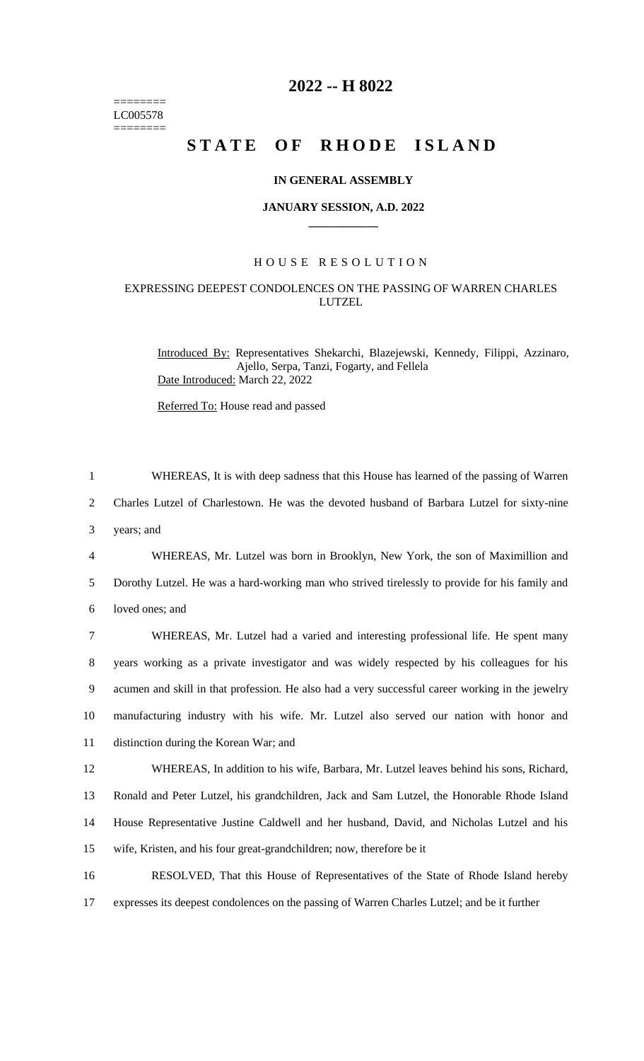========
LC005578
========

# 2022 -- H 8022

# STATE OF RHODE ISLAND

**IN GENERAL ASSEMBLY**

**JANUARY SESSION, A.D. 2022**

## HOUSE RESOLUTION

### EXPRESSING DEEPEST CONDOLENCES ON THE PASSING OF WARREN CHARLES LUTZEL

Introduced By: Representatives Shekarchi, Blazejewski, Kennedy, Filippi, Azzinaro, Ajello, Serpa, Tanzi, Fogarty, and Fellela

Date Introduced: March 22, 2022

Referred To: House read and passed

1 WHEREAS, It is with deep sadness that this House has learned of the passing of Warren
2 Charles Lutzel of Charlestown. He was the devoted husband of Barbara Lutzel for sixty-nine
3 years; and

4 WHEREAS, Mr. Lutzel was born in Brooklyn, New York, the son of Maximillion and
5 Dorothy Lutzel. He was a hard-working man who strived tirelessly to provide for his family and
6 loved ones; and

7 WHEREAS, Mr. Lutzel had a varied and interesting professional life. He spent many
8 years working as a private investigator and was widely respected by his colleagues for his
9 acumen and skill in that profession. He also had a very successful career working in the jewelry
10 manufacturing industry with his wife. Mr. Lutzel also served our nation with honor and
11 distinction during the Korean War; and

12 WHEREAS, In addition to his wife, Barbara, Mr. Lutzel leaves behind his sons, Richard,
13 Ronald and Peter Lutzel, his grandchildren, Jack and Sam Lutzel, the Honorable Rhode Island
14 House Representative Justine Caldwell and her husband, David, and Nicholas Lutzel and his
15 wife, Kristen, and his four great-grandchildren; now, therefore be it

16 RESOLVED, That this House of Representatives of the State of Rhode Island hereby
17 expresses its deepest condolences on the passing of Warren Charles Lutzel; and be it further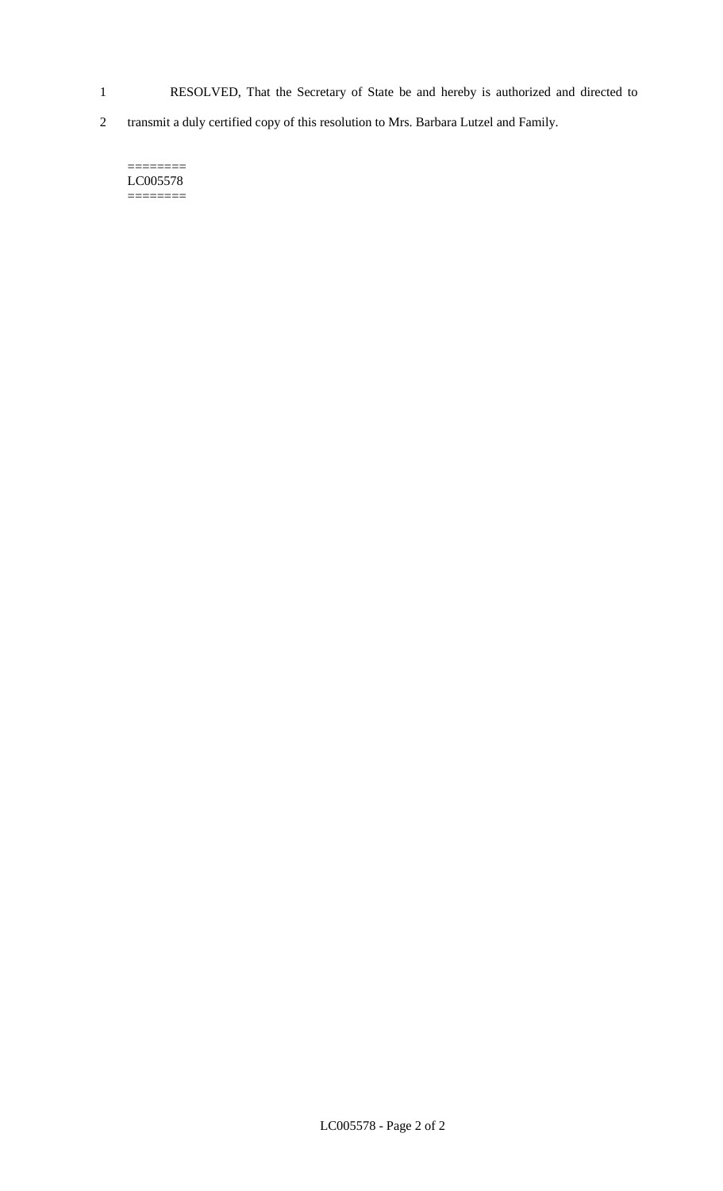RESOLVED, That the Secretary of State be and hereby is authorized and directed to transmit a duly certified copy of this resolution to Mrs. Barbara Lutzel and Family.

========
LC005578
========